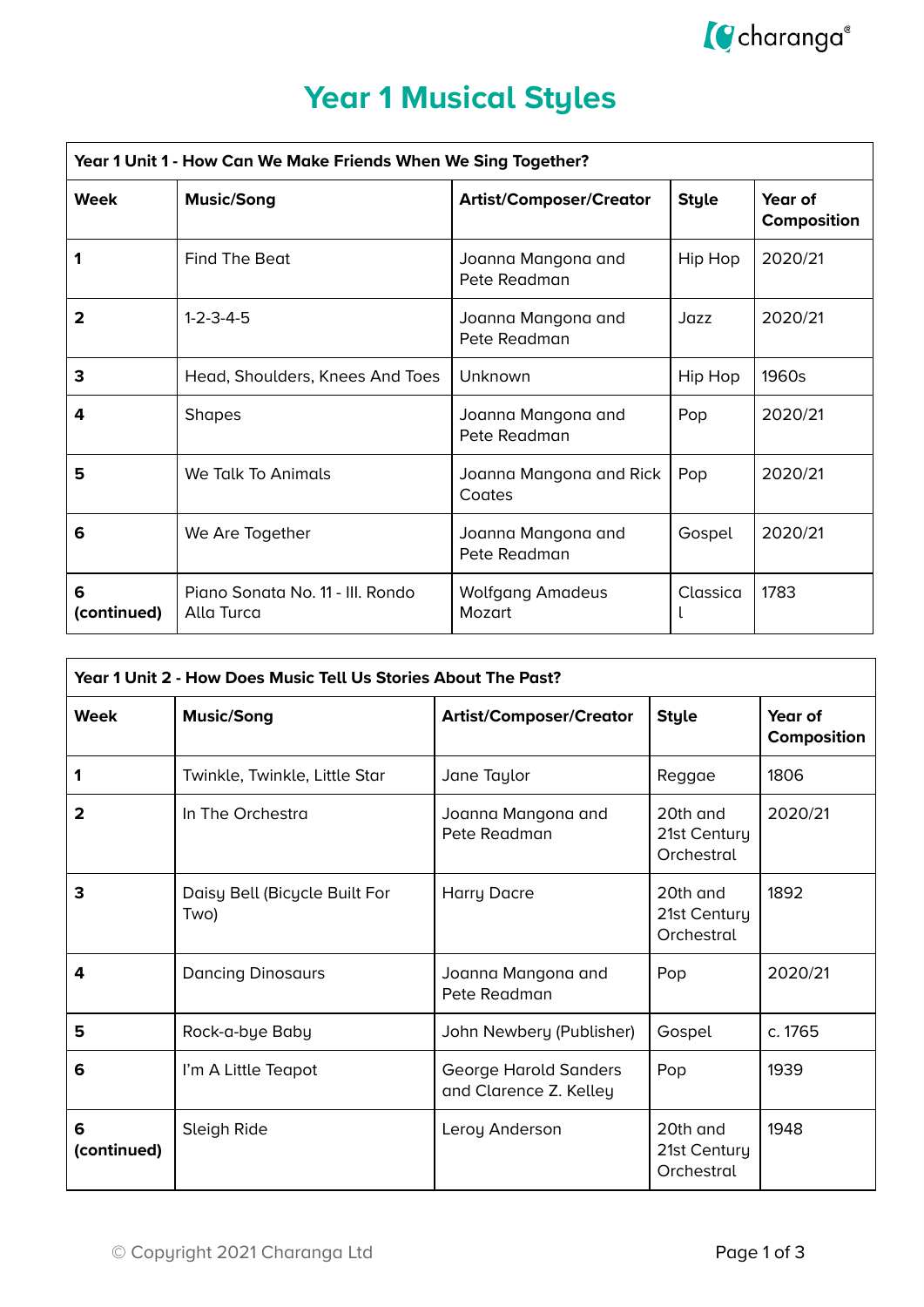# Year 1 Musical Styles

| Year 1 Unit 1 - How Can We Make Friends When We Sing Together? | | | | |
|---|---|---|---|---|
| **Week** | **Music/Song** | **Artist/Composer/Creator** | **Style** | **Year of Composition** |
| **1** | Find The Beat | Joanna Mangona and Pete Readman | Hip Hop | 2020/21 |
| **2** | 1-2-3-4-5 | Joanna Mangona and Pete Readman | Jazz | 2020/21 |
| **3** | Head, Shoulders, Knees And Toes | Unknown | Hip Hop | 1960s |
| **4** | Shapes | Joanna Mangona and Pete Readman | Pop | 2020/21 |
| **5** | We Talk To Animals | Joanna Mangona and Rick Coates | Pop | 2020/21 |
| **6** | We Are Together | Joanna Mangona and Pete Readman | Gospel | 2020/21 |
| **6 (continued)** | Piano Sonata No. 11 - III. Rondo Alla Turca | Wolfgang Amadeus Mozart | Classical | 1783 |

| Year 1 Unit 2 - How Does Music Tell Us Stories About The Past? | | | | |
|---|---|---|---|---|
| **Week** | **Music/Song** | **Artist/Composer/Creator** | **Style** | **Year of Composition** |
| **1** | Twinkle, Twinkle, Little Star | Jane Taylor | Reggae | 1806 |
| **2** | In The Orchestra | Joanna Mangona and Pete Readman | 20th and 21st Century Orchestral | 2020/21 |
| **3** | Daisy Bell (Bicycle Built For Two) | Harry Dacre | 20th and 21st Century Orchestral | 1892 |
| **4** | Dancing Dinosaurs | Joanna Mangona and Pete Readman | Pop | 2020/21 |
| **5** | Rock-a-bye Baby | John Newbery (Publisher) | Gospel | c. 1765 |
| **6** | I'm A Little Teapot | George Harold Sanders and Clarence Z. Kelley | Pop | 1939 |
| **6 (continued)** | Sleigh Ride | Leroy Anderson | 20th and 21st Century Orchestral | 1948 |

© Copyright 2021 Charanga Ltd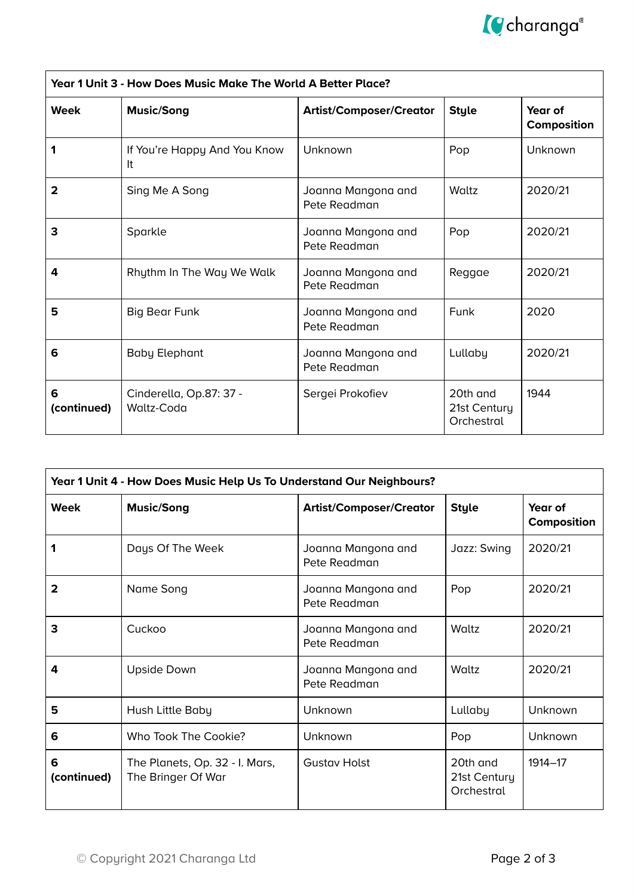| Year 1 Unit 3 - How Does Music Make The World A Better Place? | | | | |
|---|---|---|---|---|
| **Week** | **Music/Song** | **Artist/Composer/Creator** | **Style** | **Year of Composition** |
| **1** | If You're Happy And You Know It | Unknown | Pop | Unknown |
| **2** | Sing Me A Song | Joanna Mangona and Pete Readman | Waltz | 2020/21 |
| **3** | Sparkle | Joanna Mangona and Pete Readman | Pop | 2020/21 |
| **4** | Rhythm In The Way We Walk | Joanna Mangona and Pete Readman | Reggae | 2020/21 |
| **5** | Big Bear Funk | Joanna Mangona and Pete Readman | Funk | 2020 |
| **6** | Baby Elephant | Joanna Mangona and Pete Readman | Lullaby | 2020/21 |
| **6 (continued)** | Cinderella, Op.87: 37 - Waltz-Coda | Sergei Prokofiev | 20th and 21st Century Orchestral | 1944 |

| Year 1 Unit 4 - How Does Music Help Us To Understand Our Neighbours? | | | | |
|---|---|---|---|---|
| **Week** | **Music/Song** | **Artist/Composer/Creator** | **Style** | **Year of Composition** |
| **1** | Days Of The Week | Joanna Mangona and Pete Readman | Jazz: Swing | 2020/21 |
| **2** | Name Song | Joanna Mangona and Pete Readman | Pop | 2020/21 |
| **3** | Cuckoo | Joanna Mangona and Pete Readman | Waltz | 2020/21 |
| **4** | Upside Down | Joanna Mangona and Pete Readman | Waltz | 2020/21 |
| **5** | Hush Little Baby | Unknown | Lullaby | Unknown |
| **6** | Who Took The Cookie? | Unknown | Pop | Unknown |
| **6 (continued)** | The Planets, Op. 32 - I. Mars, The Bringer Of War | Gustav Holst | 20th and 21st Century Orchestral | 1914–17 |

© Copyright 2021 Charanga Ltd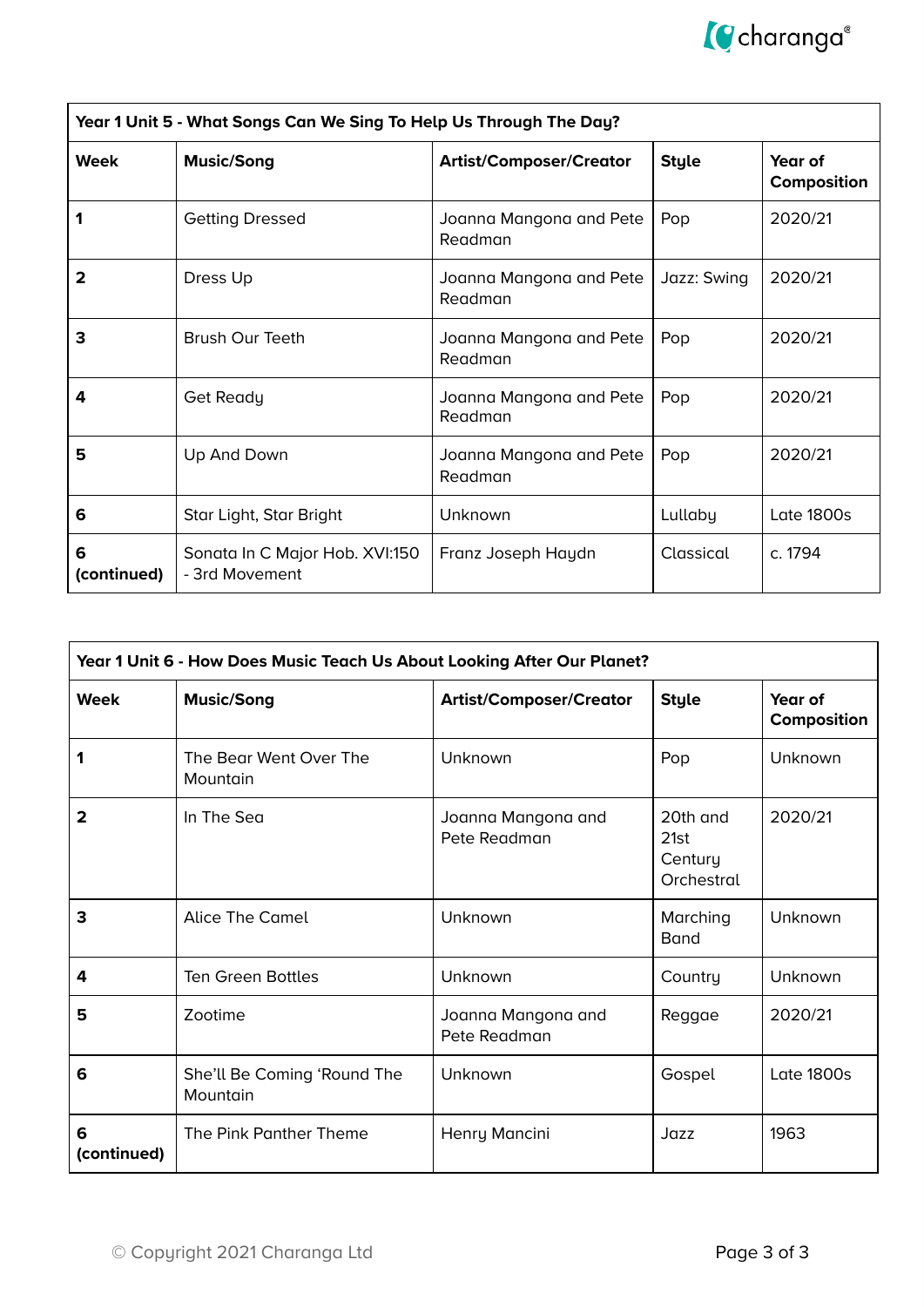| Year 1 Unit 5 - What Songs Can We Sing To Help Us Through The Day? | | | | |
|---|---|---|---|---|
| **Week** | **Music/Song** | **Artist/Composer/Creator** | **Style** | **Year of Composition** |
| **1** | Getting Dressed | Joanna Mangona and Pete Readman | Pop | 2020/21 |
| **2** | Dress Up | Joanna Mangona and Pete Readman | Jazz: Swing | 2020/21 |
| **3** | Brush Our Teeth | Joanna Mangona and Pete Readman | Pop | 2020/21 |
| **4** | Get Ready | Joanna Mangona and Pete Readman | Pop | 2020/21 |
| **5** | Up And Down | Joanna Mangona and Pete Readman | Pop | 2020/21 |
| **6** | Star Light, Star Bright | Unknown | Lullaby | Late 1800s |
| **6 (continued)** | Sonata In C Major Hob. XVI:150 - 3rd Movement | Franz Joseph Haydn | Classical | c. 1794 |

| Year 1 Unit 6 - How Does Music Teach Us About Looking After Our Planet? | | | | |
|---|---|---|---|---|
| **Week** | **Music/Song** | **Artist/Composer/Creator** | **Style** | **Year of Composition** |
| **1** | The Bear Went Over The Mountain | Unknown | Pop | Unknown |
| **2** | In The Sea | Joanna Mangona and Pete Readman | 20th and 21st Century Orchestral | 2020/21 |
| **3** | Alice The Camel | Unknown | Marching Band | Unknown |
| **4** | Ten Green Bottles | Unknown | Country | Unknown |
| **5** | Zootime | Joanna Mangona and Pete Readman | Reggae | 2020/21 |
| **6** | She'll Be Coming 'Round The Mountain | Unknown | Gospel | Late 1800s |
| **6 (continued)** | The Pink Panther Theme | Henry Mancini | Jazz | 1963 |

© Copyright 2021 Charanga Ltd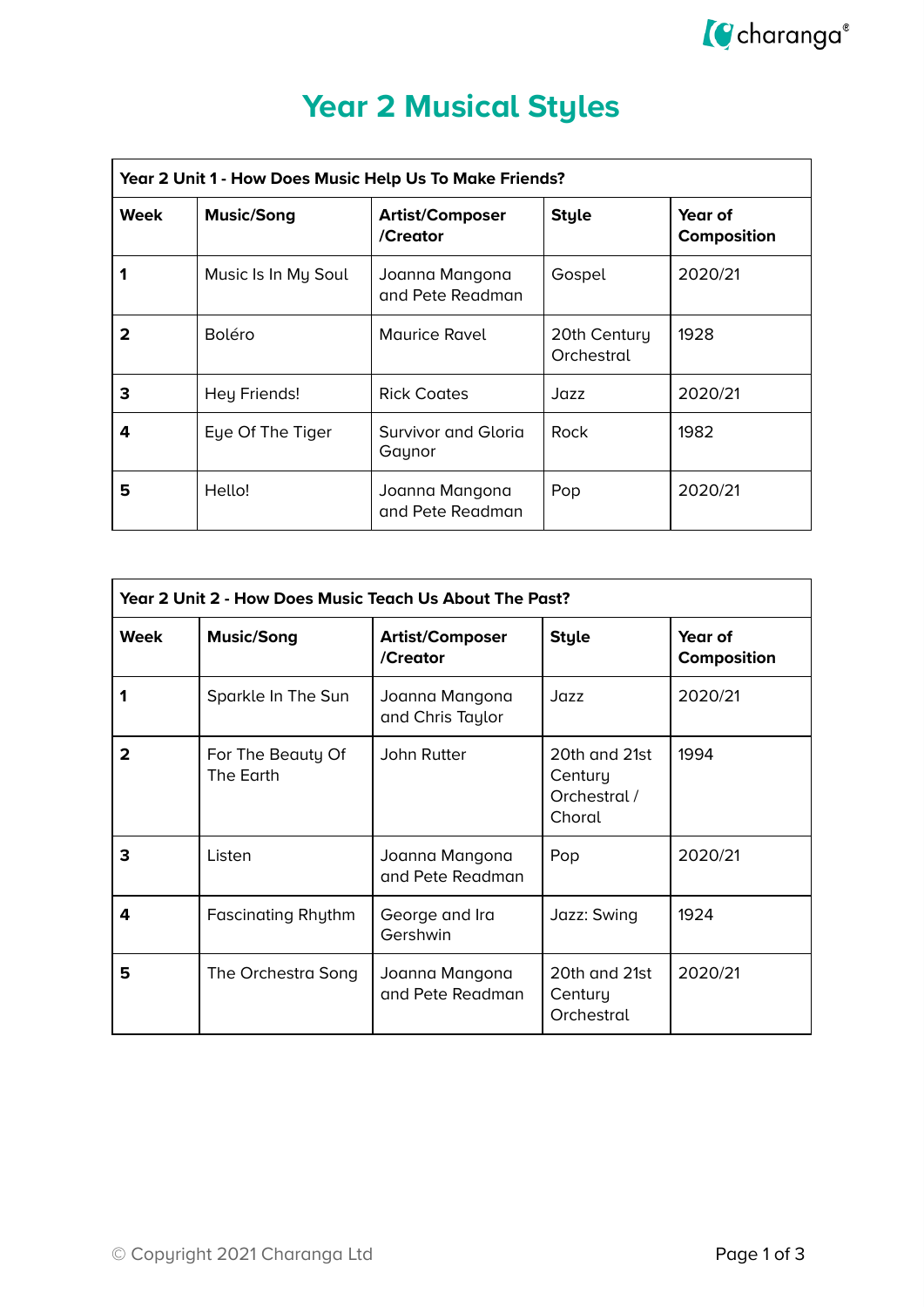# Year 2 Musical Styles

| Year 2 Unit 1 - How Does Music Help Us To Make Friends? | | | | |
|---|---|---|---|---|
| **Week** | **Music/Song** | **Artist/Composer /Creator** | **Style** | **Year of Composition** |
| **1** | Music Is In My Soul | Joanna Mangona and Pete Readman | Gospel | 2020/21 |
| **2** | Boléro | Maurice Ravel | 20th Century Orchestral | 1928 |
| **3** | Hey Friends! | Rick Coates | Jazz | 2020/21 |
| **4** | Eye Of The Tiger | Survivor and Gloria Gaynor | Rock | 1982 |
| **5** | Hello! | Joanna Mangona and Pete Readman | Pop | 2020/21 |

| Year 2 Unit 2 - How Does Music Teach Us About The Past? | | | | |
|---|---|---|---|---|
| **Week** | **Music/Song** | **Artist/Composer /Creator** | **Style** | **Year of Composition** |
| **1** | Sparkle In The Sun | Joanna Mangona and Chris Taylor | Jazz | 2020/21 |
| **2** | For The Beauty Of The Earth | John Rutter | 20th and 21st Century Orchestral / Choral | 1994 |
| **3** | Listen | Joanna Mangona and Pete Readman | Pop | 2020/21 |
| **4** | Fascinating Rhythm | George and Ira Gershwin | Jazz: Swing | 1924 |
| **5** | The Orchestra Song | Joanna Mangona and Pete Readman | 20th and 21st Century Orchestral | 2020/21 |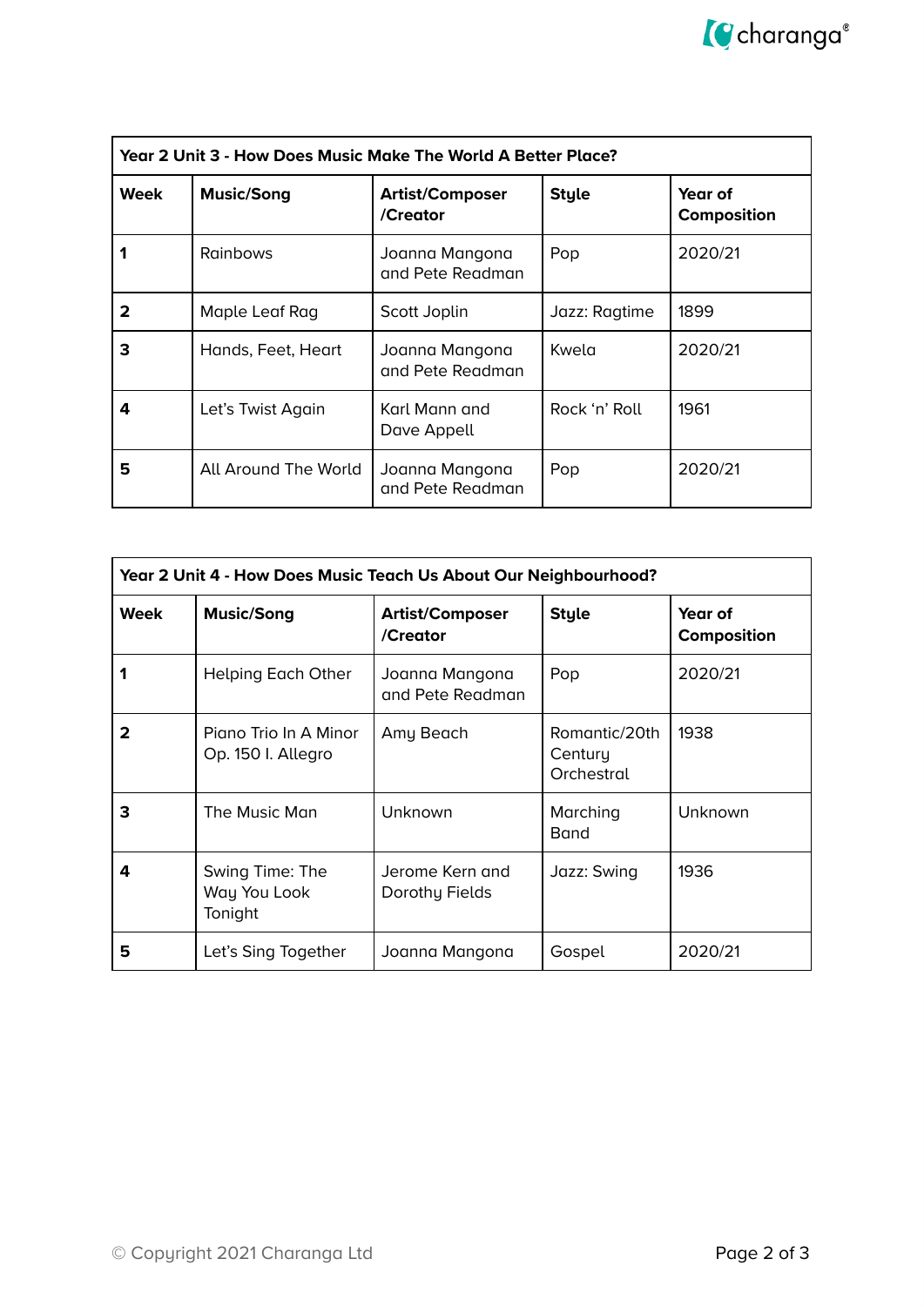| Year 2 Unit 3 - How Does Music Make The World A Better Place? | | | | |
|---|---|---|---|---|
| **Week** | **Music/Song** | **Artist/Composer /Creator** | **Style** | **Year of Composition** |
| **1** | Rainbows | Joanna Mangona and Pete Readman | Pop | 2020/21 |
| **2** | Maple Leaf Rag | Scott Joplin | Jazz: Ragtime | 1899 |
| **3** | Hands, Feet, Heart | Joanna Mangona and Pete Readman | Kwela | 2020/21 |
| **4** | Let's Twist Again | Karl Mann and Dave Appell | Rock 'n' Roll | 1961 |
| **5** | All Around The World | Joanna Mangona and Pete Readman | Pop | 2020/21 |

| Year 2 Unit 4 - How Does Music Teach Us About Our Neighbourhood? | | | | |
|---|---|---|---|---|
| **Week** | **Music/Song** | **Artist/Composer /Creator** | **Style** | **Year of Composition** |
| **1** | Helping Each Other | Joanna Mangona and Pete Readman | Pop | 2020/21 |
| **2** | Piano Trio In A Minor Op. 150 I. Allegro | Amy Beach | Romantic/20th Century Orchestral | 1938 |
| **3** | The Music Man | Unknown | Marching Band | Unknown |
| **4** | Swing Time: The Way You Look Tonight | Jerome Kern and Dorothy Fields | Jazz: Swing | 1936 |
| **5** | Let's Sing Together | Joanna Mangona | Gospel | 2020/21 |

© Copyright 2021 Charanga Ltd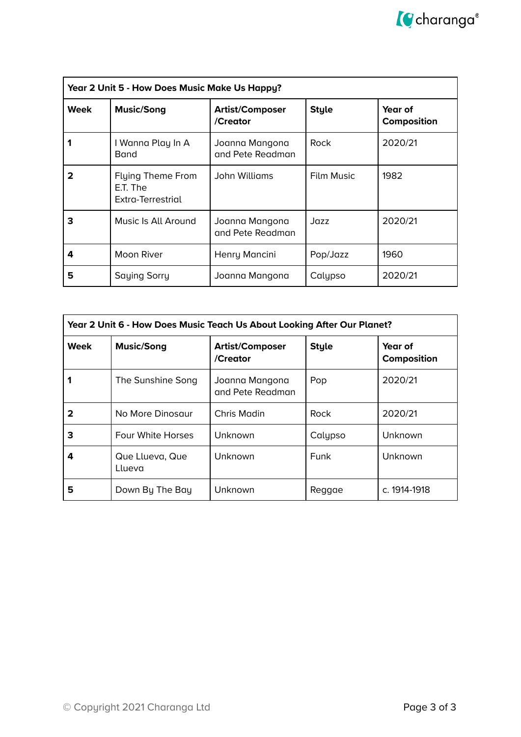| Year 2 Unit 5 - How Does Music Make Us Happy? | | | | |
|---|---|---|---|---|
| **Week** | **Music/Song** | **Artist/Composer /Creator** | **Style** | **Year of Composition** |
| **1** | I Wanna Play In A Band | Joanna Mangona and Pete Readman | Rock | 2020/21 |
| **2** | Flying Theme From E.T. The Extra-Terrestrial | John Williams | Film Music | 1982 |
| **3** | Music Is All Around | Joanna Mangona and Pete Readman | Jazz | 2020/21 |
| **4** | Moon River | Henry Mancini | Pop/Jazz | 1960 |
| **5** | Saying Sorry | Joanna Mangona | Calypso | 2020/21 |

| Year 2 Unit 6 - How Does Music Teach Us About Looking After Our Planet? | | | | |
|---|---|---|---|---|
| **Week** | **Music/Song** | **Artist/Composer /Creator** | **Style** | **Year of Composition** |
| **1** | The Sunshine Song | Joanna Mangona and Pete Readman | Pop | 2020/21 |
| **2** | No More Dinosaur | Chris Madin | Rock | 2020/21 |
| **3** | Four White Horses | Unknown | Calypso | Unknown |
| **4** | Que Llueva, Que Llueva | Unknown | Funk | Unknown |
| **5** | Down By The Bay | Unknown | Reggae | c. 1914-1918 |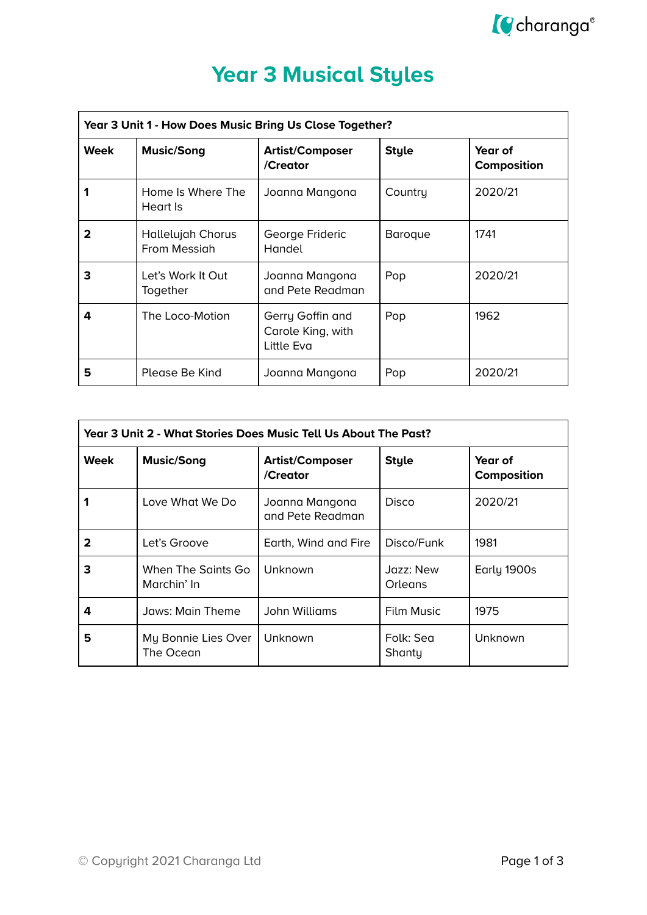# Year 3 Musical Styles

| Year 3 Unit 1 - How Does Music Bring Us Close Together? | | | | |
|---|---|---|---|---|
| **Week** | **Music/Song** | **Artist/Composer /Creator** | **Style** | **Year of Composition** |
| **1** | Home Is Where The Heart Is | Joanna Mangona | Country | 2020/21 |
| **2** | Hallelujah Chorus From Messiah | George Frideric Handel | Baroque | 1741 |
| **3** | Let's Work It Out Together | Joanna Mangona and Pete Readman | Pop | 2020/21 |
| **4** | The Loco-Motion | Gerry Goffin and Carole King, with Little Eva | Pop | 1962 |
| **5** | Please Be Kind | Joanna Mangona | Pop | 2020/21 |

| Year 3 Unit 2 - What Stories Does Music Tell Us About The Past? | | | | |
|---|---|---|---|---|
| **Week** | **Music/Song** | **Artist/Composer /Creator** | **Style** | **Year of Composition** |
| **1** | Love What We Do | Joanna Mangona and Pete Readman | Disco | 2020/21 |
| **2** | Let's Groove | Earth, Wind and Fire | Disco/Funk | 1981 |
| **3** | When The Saints Go Marchin' In | Unknown | Jazz: New Orleans | Early 1900s |
| **4** | Jaws: Main Theme | John Williams | Film Music | 1975 |
| **5** | My Bonnie Lies Over The Ocean | Unknown | Folk: Sea Shanty | Unknown |

© Copyright 2021 Charanga Ltd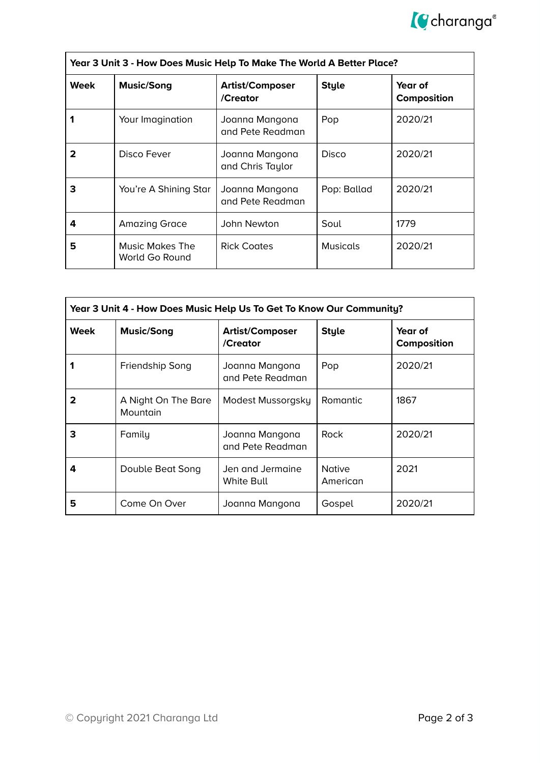| Year 3 Unit 3 - How Does Music Help To Make The World A Better Place? | | | | |
|---|---|---|---|---|
| **Week** | **Music/Song** | **Artist/Composer /Creator** | **Style** | **Year of Composition** |
| **1** | Your Imagination | Joanna Mangona and Pete Readman | Pop | 2020/21 |
| **2** | Disco Fever | Joanna Mangona and Chris Taylor | Disco | 2020/21 |
| **3** | You're A Shining Star | Joanna Mangona and Pete Readman | Pop: Ballad | 2020/21 |
| **4** | Amazing Grace | John Newton | Soul | 1779 |
| **5** | Music Makes The World Go Round | Rick Coates | Musicals | 2020/21 |

| Year 3 Unit 4 - How Does Music Help Us To Get To Know Our Community? | | | | |
|---|---|---|---|---|
| **Week** | **Music/Song** | **Artist/Composer /Creator** | **Style** | **Year of Composition** |
| **1** | Friendship Song | Joanna Mangona and Pete Readman | Pop | 2020/21 |
| **2** | A Night On The Bare Mountain | Modest Mussorgsky | Romantic | 1867 |
| **3** | Family | Joanna Mangona and Pete Readman | Rock | 2020/21 |
| **4** | Double Beat Song | Jen and Jermaine White Bull | Native American | 2021 |
| **5** | Come On Over | Joanna Mangona | Gospel | 2020/21 |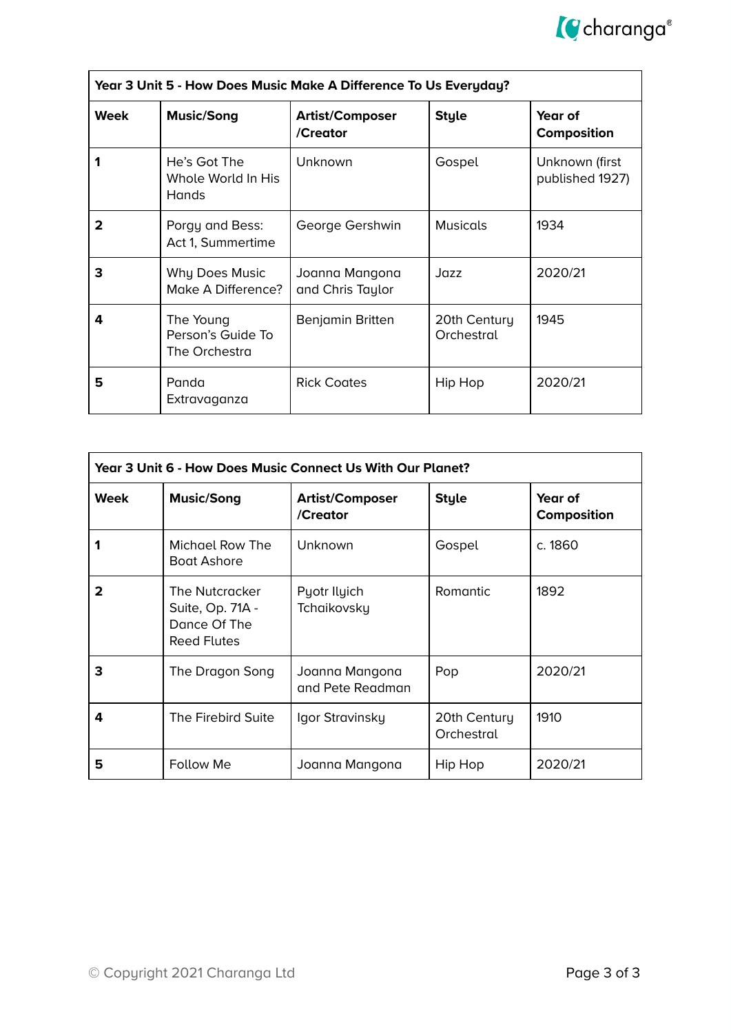| Year 3 Unit 5 - How Does Music Make A Difference To Us Everyday? | | | | |
|---|---|---|---|---|
| **Week** | **Music/Song** | **Artist/Composer /Creator** | **Style** | **Year of Composition** |
| **1** | He's Got The Whole World In His Hands | Unknown | Gospel | Unknown (first published 1927) |
| **2** | Porgy and Bess: Act 1, Summertime | George Gershwin | Musicals | 1934 |
| **3** | Why Does Music Make A Difference? | Joanna Mangona and Chris Taylor | Jazz | 2020/21 |
| **4** | The Young Person's Guide To The Orchestra | Benjamin Britten | 20th Century Orchestral | 1945 |
| **5** | Panda Extravaganza | Rick Coates | Hip Hop | 2020/21 |

| Year 3 Unit 6 - How Does Music Connect Us With Our Planet? | | | | |
|---|---|---|---|---|
| **Week** | **Music/Song** | **Artist/Composer /Creator** | **Style** | **Year of Composition** |
| **1** | Michael Row The Boat Ashore | Unknown | Gospel | c. 1860 |
| **2** | The Nutcracker Suite, Op. 71A - Dance Of The Reed Flutes | Pyotr Ilyich Tchaikovsky | Romantic | 1892 |
| **3** | The Dragon Song | Joanna Mangona and Pete Readman | Pop | 2020/21 |
| **4** | The Firebird Suite | Igor Stravinsky | 20th Century Orchestral | 1910 |
| **5** | Follow Me | Joanna Mangona | Hip Hop | 2020/21 |

© Copyright 2021 Charanga Ltd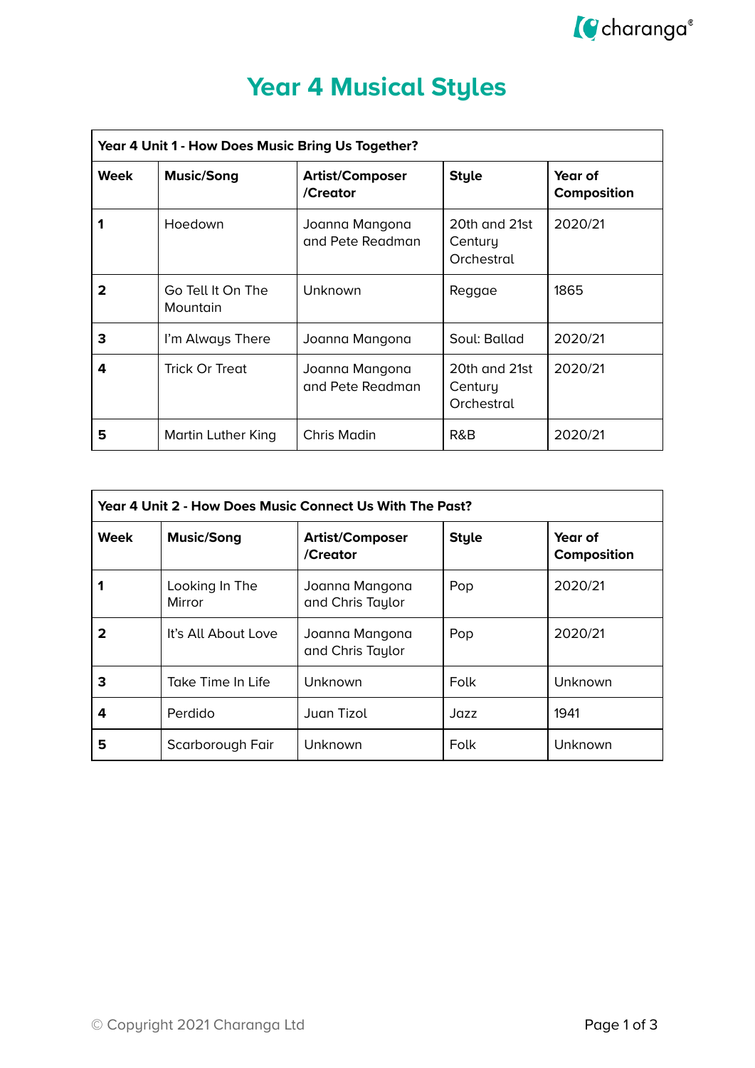# Year 4 Musical Styles

| Year 4 Unit 1 - How Does Music Bring Us Together? | | | | |
|---|---|---|---|---|
| **Week** | **Music/Song** | **Artist/Composer /Creator** | **Style** | **Year of Composition** |
| **1** | Hoedown | Joanna Mangona and Pete Readman | 20th and 21st Century Orchestral | 2020/21 |
| **2** | Go Tell It On The Mountain | Unknown | Reggae | 1865 |
| **3** | I'm Always There | Joanna Mangona | Soul: Ballad | 2020/21 |
| **4** | Trick Or Treat | Joanna Mangona and Pete Readman | 20th and 21st Century Orchestral | 2020/21 |
| **5** | Martin Luther King | Chris Madin | R&B | 2020/21 |

| Year 4 Unit 2 - How Does Music Connect Us With The Past? | | | | |
|---|---|---|---|---|
| **Week** | **Music/Song** | **Artist/Composer /Creator** | **Style** | **Year of Composition** |
| **1** | Looking In The Mirror | Joanna Mangona and Chris Taylor | Pop | 2020/21 |
| **2** | It's All About Love | Joanna Mangona and Chris Taylor | Pop | 2020/21 |
| **3** | Take Time In Life | Unknown | Folk | Unknown |
| **4** | Perdido | Juan Tizol | Jazz | 1941 |
| **5** | Scarborough Fair | Unknown | Folk | Unknown |

© Copyright 2021 Charanga Ltd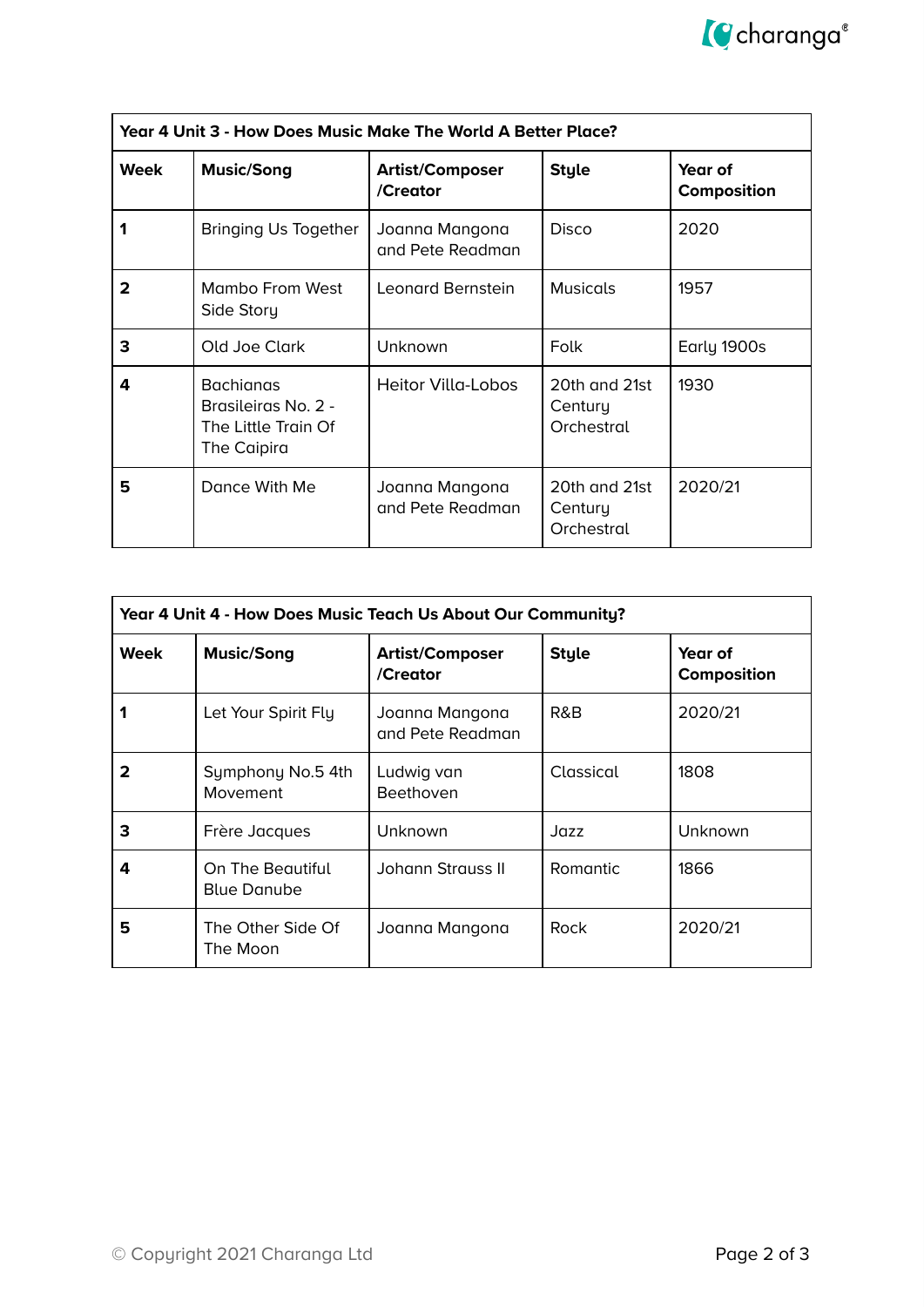| Year 4 Unit 3 - How Does Music Make The World A Better Place? | | | | |
|---|---|---|---|---|
| **Week** | **Music/Song** | **Artist/Composer /Creator** | **Style** | **Year of Composition** |
| **1** | Bringing Us Together | Joanna Mangona and Pete Readman | Disco | 2020 |
| **2** | Mambo From West Side Story | Leonard Bernstein | Musicals | 1957 |
| **3** | Old Joe Clark | Unknown | Folk | Early 1900s |
| **4** | Bachianas Brasileiras No. 2 - The Little Train Of The Caipira | Heitor Villa-Lobos | 20th and 21st Century Orchestral | 1930 |
| **5** | Dance With Me | Joanna Mangona and Pete Readman | 20th and 21st Century Orchestral | 2020/21 |

| Year 4 Unit 4 - How Does Music Teach Us About Our Community? | | | | |
|---|---|---|---|---|
| **Week** | **Music/Song** | **Artist/Composer /Creator** | **Style** | **Year of Composition** |
| **1** | Let Your Spirit Fly | Joanna Mangona and Pete Readman | R&B | 2020/21 |
| **2** | Symphony No.5 4th Movement | Ludwig van Beethoven | Classical | 1808 |
| **3** | Frère Jacques | Unknown | Jazz | Unknown |
| **4** | On The Beautiful Blue Danube | Johann Strauss II | Romantic | 1866 |
| **5** | The Other Side Of The Moon | Joanna Mangona | Rock | 2020/21 |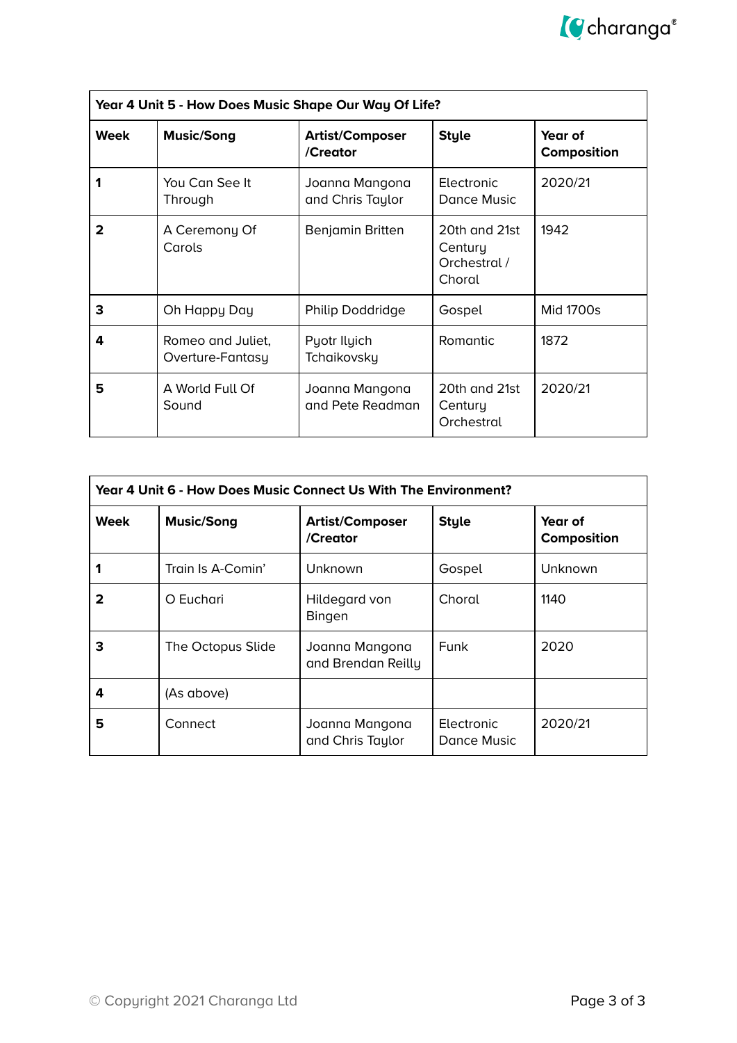| Year 4 Unit 5 - How Does Music Shape Our Way Of Life? | | | | |
|---|---|---|---|---|
| **Week** | **Music/Song** | **Artist/Composer /Creator** | **Style** | **Year of Composition** |
| **1** | You Can See It Through | Joanna Mangona and Chris Taylor | Electronic Dance Music | 2020/21 |
| **2** | A Ceremony Of Carols | Benjamin Britten | 20th and 21st Century Orchestral / Choral | 1942 |
| **3** | Oh Happy Day | Philip Doddridge | Gospel | Mid 1700s |
| **4** | Romeo and Juliet, Overture-Fantasy | Pyotr Ilyich Tchaikovsky | Romantic | 1872 |
| **5** | A World Full Of Sound | Joanna Mangona and Pete Readman | 20th and 21st Century Orchestral | 2020/21 |

| Year 4 Unit 6 - How Does Music Connect Us With The Environment? | | | | |
|---|---|---|---|---|
| **Week** | **Music/Song** | **Artist/Composer /Creator** | **Style** | **Year of Composition** |
| **1** | Train Is A-Comin' | Unknown | Gospel | Unknown |
| **2** | O Euchari | Hildegard von Bingen | Choral | 1140 |
| **3** | The Octopus Slide | Joanna Mangona and Brendan Reilly | Funk | 2020 |
| **4** | (As above) | | | |
| **5** | Connect | Joanna Mangona and Chris Taylor | Electronic Dance Music | 2020/21 |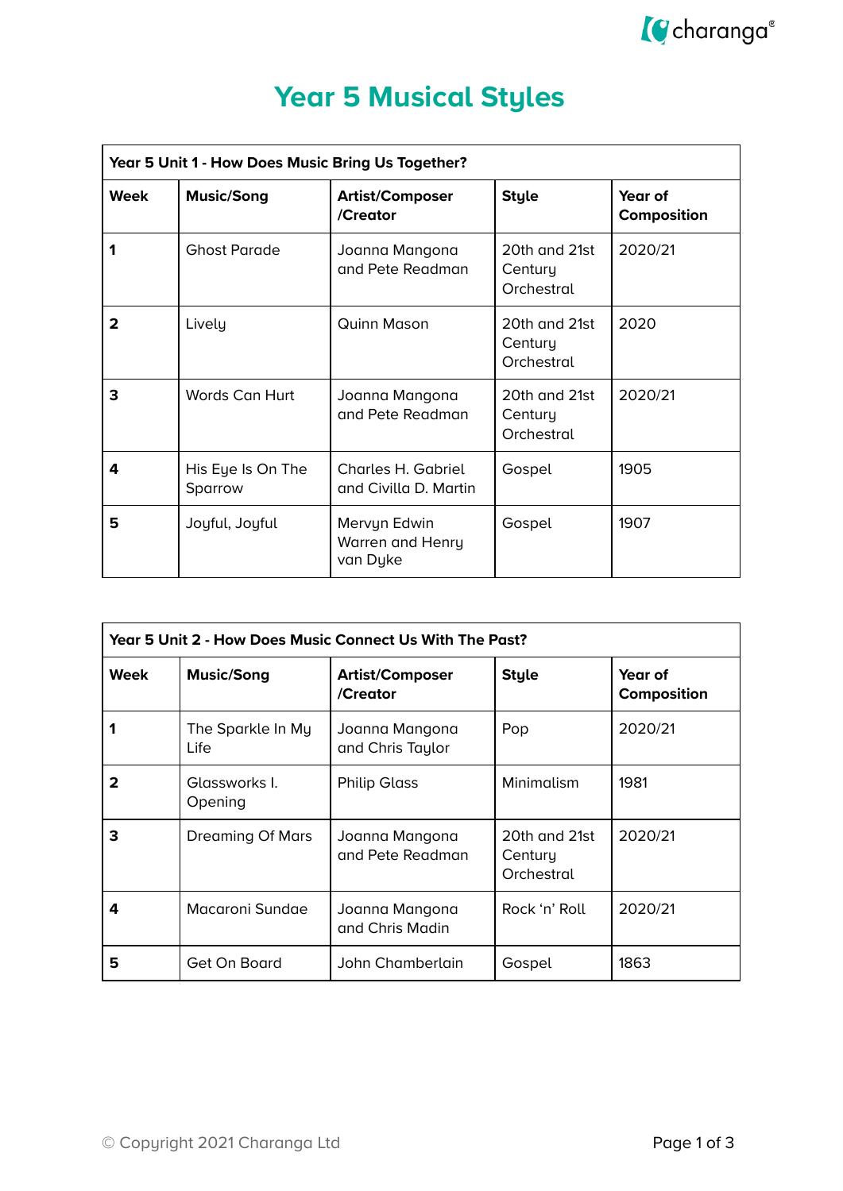# Year 5 Musical Styles

| Year 5 Unit 1 - How Does Music Bring Us Together? | | | | |
|---|---|---|---|---|
| **Week** | **Music/Song** | **Artist/Composer /Creator** | **Style** | **Year of Composition** |
| **1** | Ghost Parade | Joanna Mangona and Pete Readman | 20th and 21st Century Orchestral | 2020/21 |
| **2** | Lively | Quinn Mason | 20th and 21st Century Orchestral | 2020 |
| **3** | Words Can Hurt | Joanna Mangona and Pete Readman | 20th and 21st Century Orchestral | 2020/21 |
| **4** | His Eye Is On The Sparrow | Charles H. Gabriel and Civilla D. Martin | Gospel | 1905 |
| **5** | Joyful, Joyful | Mervyn Edwin Warren and Henry van Dyke | Gospel | 1907 |

| Year 5 Unit 2 - How Does Music Connect Us With The Past? | | | | |
|---|---|---|---|---|
| **Week** | **Music/Song** | **Artist/Composer /Creator** | **Style** | **Year of Composition** |
| **1** | The Sparkle In My Life | Joanna Mangona and Chris Taylor | Pop | 2020/21 |
| **2** | Glassworks I. Opening | Philip Glass | Minimalism | 1981 |
| **3** | Dreaming Of Mars | Joanna Mangona and Pete Readman | 20th and 21st Century Orchestral | 2020/21 |
| **4** | Macaroni Sundae | Joanna Mangona and Chris Madin | Rock 'n' Roll | 2020/21 |
| **5** | Get On Board | John Chamberlain | Gospel | 1863 |

© Copyright 2021 Charanga Ltd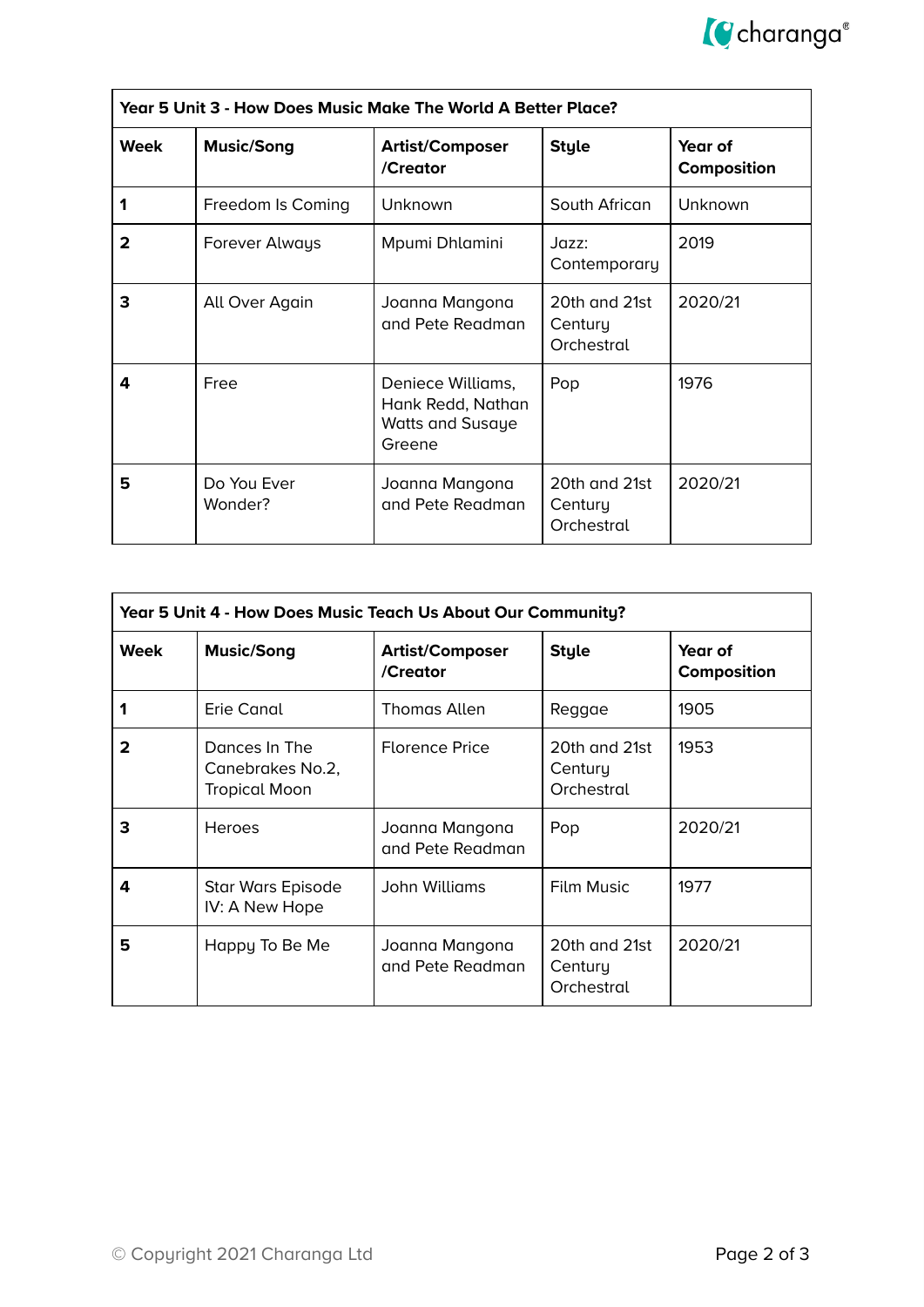| Year 5 Unit 3 - How Does Music Make The World A Better Place? | | | | |
|---|---|---|---|---|
| **Week** | **Music/Song** | **Artist/Composer /Creator** | **Style** | **Year of Composition** |
| **1** | Freedom Is Coming | Unknown | South African | Unknown |
| **2** | Forever Always | Mpumi Dhlamini | Jazz: Contemporary | 2019 |
| **3** | All Over Again | Joanna Mangona and Pete Readman | 20th and 21st Century Orchestral | 2020/21 |
| **4** | Free | Deniece Williams, Hank Redd, Nathan Watts and Susaye Greene | Pop | 1976 |
| **5** | Do You Ever Wonder? | Joanna Mangona and Pete Readman | 20th and 21st Century Orchestral | 2020/21 |

| Year 5 Unit 4 - How Does Music Teach Us About Our Community? | | | | |
|---|---|---|---|---|
| **Week** | **Music/Song** | **Artist/Composer /Creator** | **Style** | **Year of Composition** |
| **1** | Erie Canal | Thomas Allen | Reggae | 1905 |
| **2** | Dances In The Canebrakes No.2, Tropical Moon | Florence Price | 20th and 21st Century Orchestral | 1953 |
| **3** | Heroes | Joanna Mangona and Pete Readman | Pop | 2020/21 |
| **4** | Star Wars Episode IV: A New Hope | John Williams | Film Music | 1977 |
| **5** | Happy To Be Me | Joanna Mangona and Pete Readman | 20th and 21st Century Orchestral | 2020/21 |

© Copyright 2021 Charanga Ltd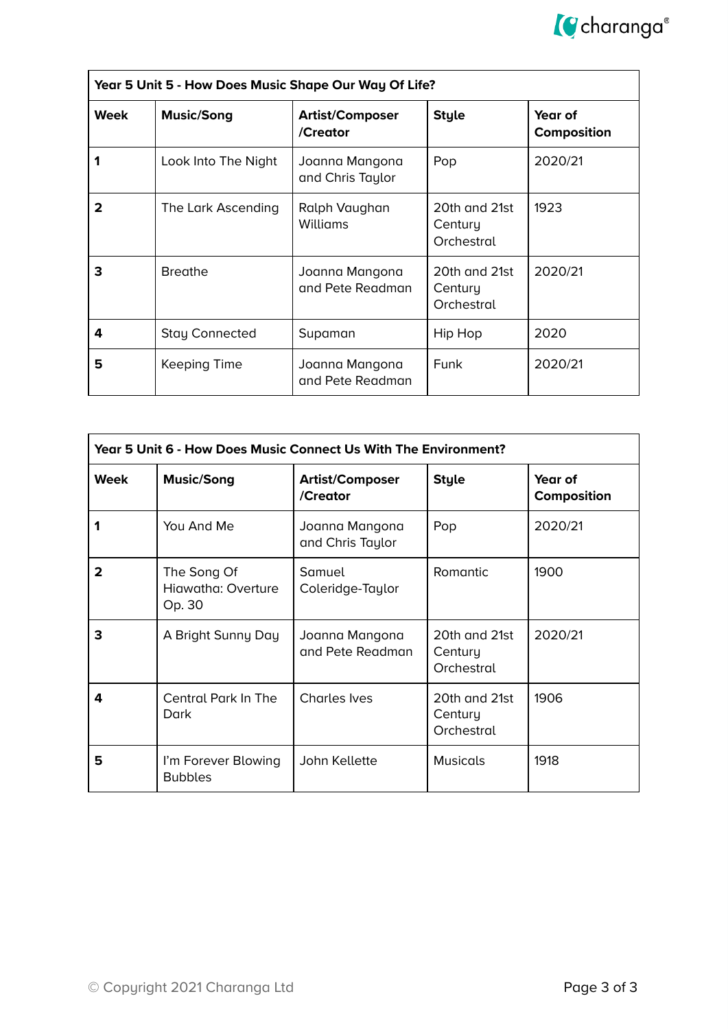| Year 5 Unit 5 - How Does Music Shape Our Way Of Life? | | | | |
|---|---|---|---|---|
| **Week** | **Music/Song** | **Artist/Composer /Creator** | **Style** | **Year of Composition** |
| **1** | Look Into The Night | Joanna Mangona and Chris Taylor | Pop | 2020/21 |
| **2** | The Lark Ascending | Ralph Vaughan Williams | 20th and 21st Century Orchestral | 1923 |
| **3** | Breathe | Joanna Mangona and Pete Readman | 20th and 21st Century Orchestral | 2020/21 |
| **4** | Stay Connected | Supaman | Hip Hop | 2020 |
| **5** | Keeping Time | Joanna Mangona and Pete Readman | Funk | 2020/21 |

| Year 5 Unit 6 - How Does Music Connect Us With The Environment? | | | | |
|---|---|---|---|---|
| **Week** | **Music/Song** | **Artist/Composer /Creator** | **Style** | **Year of Composition** |
| **1** | You And Me | Joanna Mangona and Chris Taylor | Pop | 2020/21 |
| **2** | The Song Of Hiawatha: Overture Op. 30 | Samuel Coleridge-Taylor | Romantic | 1900 |
| **3** | A Bright Sunny Day | Joanna Mangona and Pete Readman | 20th and 21st Century Orchestral | 2020/21 |
| **4** | Central Park In The Dark | Charles Ives | 20th and 21st Century Orchestral | 1906 |
| **5** | I'm Forever Blowing Bubbles | John Kellette | Musicals | 1918 |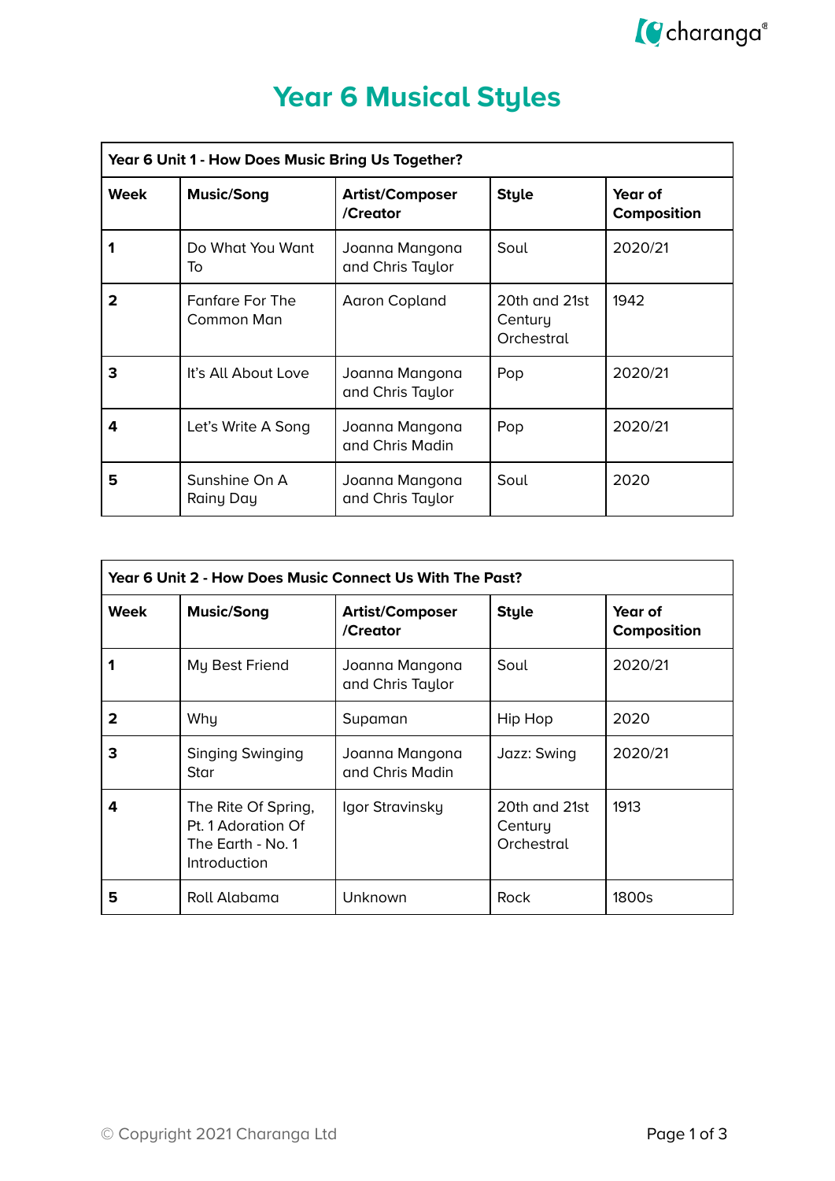# Year 6 Musical Styles

| Year 6 Unit 1 - How Does Music Bring Us Together? | | | | |
|---|---|---|---|---|
| **Week** | **Music/Song** | **Artist/Composer /Creator** | **Style** | **Year of Composition** |
| **1** | Do What You Want To | Joanna Mangona and Chris Taylor | Soul | 2020/21 |
| **2** | Fanfare For The Common Man | Aaron Copland | 20th and 21st Century Orchestral | 1942 |
| **3** | It's All About Love | Joanna Mangona and Chris Taylor | Pop | 2020/21 |
| **4** | Let's Write A Song | Joanna Mangona and Chris Madin | Pop | 2020/21 |
| **5** | Sunshine On A Rainy Day | Joanna Mangona and Chris Taylor | Soul | 2020 |

| Year 6 Unit 2 - How Does Music Connect Us With The Past? | | | | |
|---|---|---|---|---|
| **Week** | **Music/Song** | **Artist/Composer /Creator** | **Style** | **Year of Composition** |
| **1** | My Best Friend | Joanna Mangona and Chris Taylor | Soul | 2020/21 |
| **2** | Why | Supaman | Hip Hop | 2020 |
| **3** | Singing Swinging Star | Joanna Mangona and Chris Madin | Jazz: Swing | 2020/21 |
| **4** | The Rite Of Spring, Pt. 1 Adoration Of The Earth - No. 1 Introduction | Igor Stravinsky | 20th and 21st Century Orchestral | 1913 |
| **5** | Roll Alabama | Unknown | Rock | 1800s |

© Copyright 2021 Charanga Ltd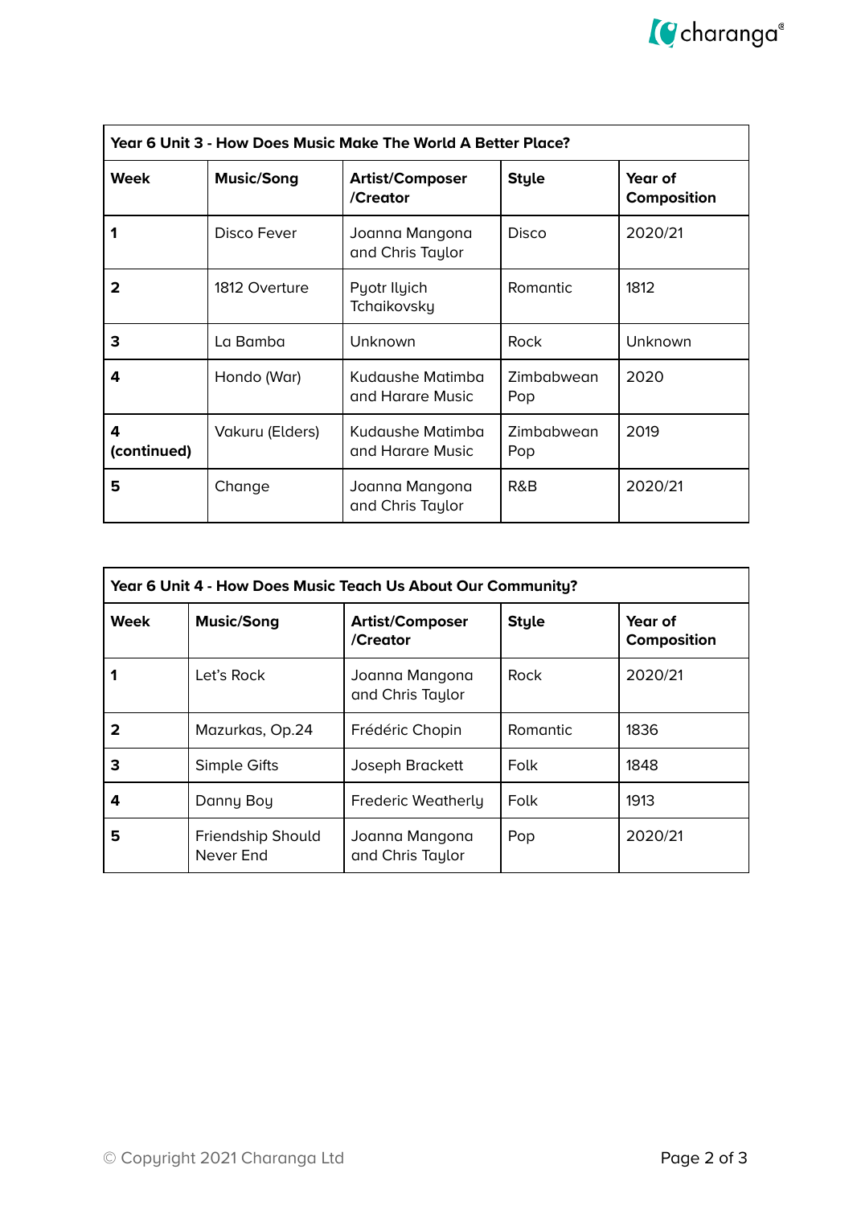| Year 6 Unit 3 - How Does Music Make The World A Better Place? | | | | |
|---|---|---|---|---|
| **Week** | **Music/Song** | **Artist/Composer /Creator** | **Style** | **Year of Composition** |
| **1** | Disco Fever | Joanna Mangona and Chris Taylor | Disco | 2020/21 |
| **2** | 1812 Overture | Pyotr Ilyich Tchaikovsky | Romantic | 1812 |
| **3** | La Bamba | Unknown | Rock | Unknown |
| **4** | Hondo (War) | Kudaushe Matimba and Harare Music | Zimbabwean Pop | 2020 |
| **4 (continued)** | Vakuru (Elders) | Kudaushe Matimba and Harare Music | Zimbabwean Pop | 2019 |
| **5** | Change | Joanna Mangona and Chris Taylor | R&B | 2020/21 |

| Year 6 Unit 4 - How Does Music Teach Us About Our Community? | | | | |
|---|---|---|---|---|
| **Week** | **Music/Song** | **Artist/Composer /Creator** | **Style** | **Year of Composition** |
| **1** | Let's Rock | Joanna Mangona and Chris Taylor | Rock | 2020/21 |
| **2** | Mazurkas, Op.24 | Frédéric Chopin | Romantic | 1836 |
| **3** | Simple Gifts | Joseph Brackett | Folk | 1848 |
| **4** | Danny Boy | Frederic Weatherly | Folk | 1913 |
| **5** | Friendship Should Never End | Joanna Mangona and Chris Taylor | Pop | 2020/21 |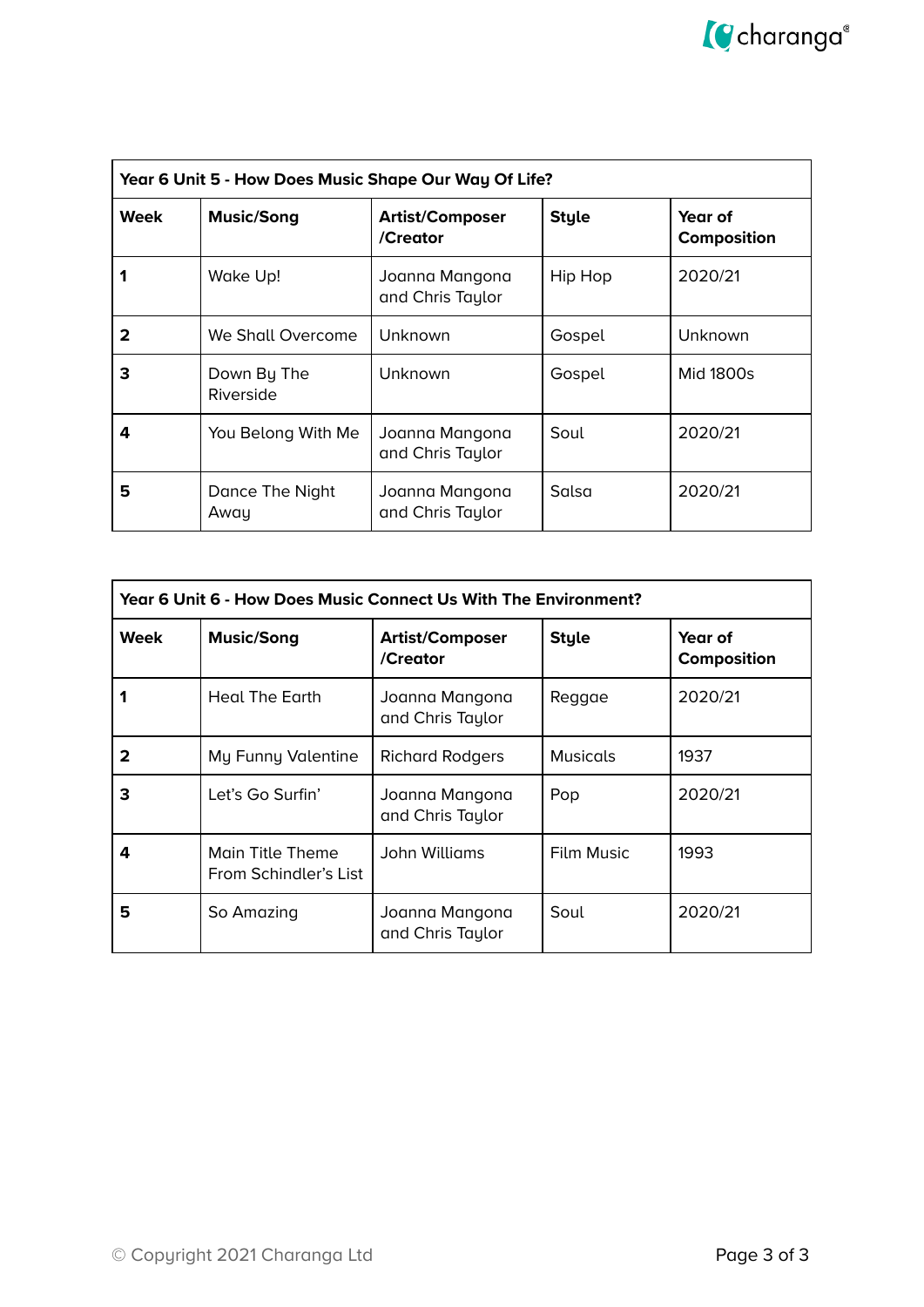| Year 6 Unit 5 - How Does Music Shape Our Way Of Life? | | | | |
|---|---|---|---|---|
| **Week** | **Music/Song** | **Artist/Composer /Creator** | **Style** | **Year of Composition** |
| **1** | Wake Up! | Joanna Mangona and Chris Taylor | Hip Hop | 2020/21 |
| **2** | We Shall Overcome | Unknown | Gospel | Unknown |
| **3** | Down By The Riverside | Unknown | Gospel | Mid 1800s |
| **4** | You Belong With Me | Joanna Mangona and Chris Taylor | Soul | 2020/21 |
| **5** | Dance The Night Away | Joanna Mangona and Chris Taylor | Salsa | 2020/21 |

| Year 6 Unit 6 - How Does Music Connect Us With The Environment? | | | | |
|---|---|---|---|---|
| **Week** | **Music/Song** | **Artist/Composer /Creator** | **Style** | **Year of Composition** |
| **1** | Heal The Earth | Joanna Mangona and Chris Taylor | Reggae | 2020/21 |
| **2** | My Funny Valentine | Richard Rodgers | Musicals | 1937 |
| **3** | Let's Go Surfin' | Joanna Mangona and Chris Taylor | Pop | 2020/21 |
| **4** | Main Title Theme From Schindler's List | John Williams | Film Music | 1993 |
| **5** | So Amazing | Joanna Mangona and Chris Taylor | Soul | 2020/21 |